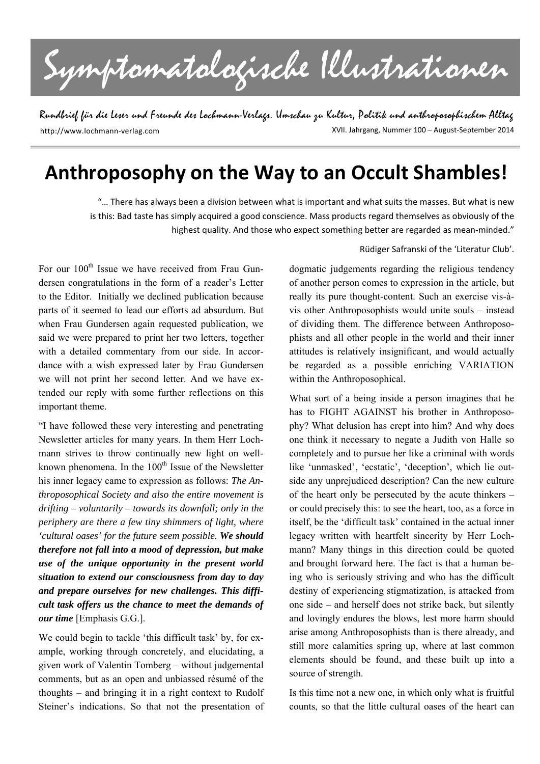# Symptomatologische Illustrationen

Rundbrief für die Leser und Freunde des Lochmann-Verlags. Umschau zu Kultur, Politik und anthroposophischem Alltag

http://www.lochmann-verlag.com

XVII. Jahrgang, Nummer 100 – August-September 2014

# Anthroposophy on the Way to an Occult Shambles!

"… There has always been a division between what is important and what suits the masses. But what is new is this: Bad taste has simply acquired a good conscience. Mass products regard themselves as obviously of the highest quality. And those who expect something better are regarded as mean-minded."

Rüdiger Safranski of the 'Literatur Club'.

For our 100th Issue we have received from Frau Gundersen congratulations in the form of a reader's Letter to the Editor. Initially we declined publication because parts of it seemed to lead our efforts ad absurdum. But when Frau Gundersen again requested publication, we said we were prepared to print her two letters, together with a detailed commentary from our side. In accordance with a wish expressed later by Frau Gundersen we will not print her second letter. And we have extended our reply with some further reflections on this important theme.

"I have followed these very interesting and penetrating Newsletter articles for many years. In them Herr Lochmann strives to throw continually new light on well-known phenomena. In the 100th Issue of the Newsletter his inner legacy came to expression as follows: *The Anthroposophical Society and also the entire movement is drifting – voluntarily – towards its downfall; only in the periphery are there a few tiny shimmers of light, where 'cultural oases' for the future seem possible.* ***We should therefore not fall into a mood of depression, but make use of the unique opportunity in the present world situation to extend our consciousness from day to day and prepare ourselves for new challenges. This difficult task offers us the chance to meet the demands of our time*** [Emphasis G.G.].

We could begin to tackle 'this difficult task' by, for example, working through concretely, and elucidating, a given work of Valentin Tomberg – without judgemental comments, but as an open and unbiassed résumé of the thoughts – and bringing it in a right context to Rudolf Steiner's indications. So that not the presentation of dogmatic judgements regarding the religious tendency of another person comes to expression in the article, but really its pure thought-content. Such an exercise vis-à-vis other Anthroposophists would unite souls – instead of dividing them. The difference between Anthroposophists and all other people in the world and their inner attitudes is relatively insignificant, and would actually be regarded as a possible enriching VARIATION within the Anthroposophical.

What sort of a being inside a person imagines that he has to FIGHT AGAINST his brother in Anthroposophy? What delusion has crept into him? And why does one think it necessary to negate a Judith von Halle so completely and to pursue her like a criminal with words like 'unmasked', 'ecstatic', 'deception', which lie outside any unprejudiced description? Can the new culture of the heart only be persecuted by the acute thinkers – or could precisely this: to see the heart, too, as a force in itself, be the 'difficult task' contained in the actual inner legacy written with heartfelt sincerity by Herr Lochmann? Many things in this direction could be quoted and brought forward here. The fact is that a human being who is seriously striving and who has the difficult destiny of experiencing stigmatization, is attacked from one side – and herself does not strike back, but silently and lovingly endures the blows, lest more harm should arise among Anthroposophists than is there already, and still more calamities spring up, where at last common elements should be found, and these built up into a source of strength.

Is this time not a new one, in which only what is fruitful counts, so that the little cultural oases of the heart can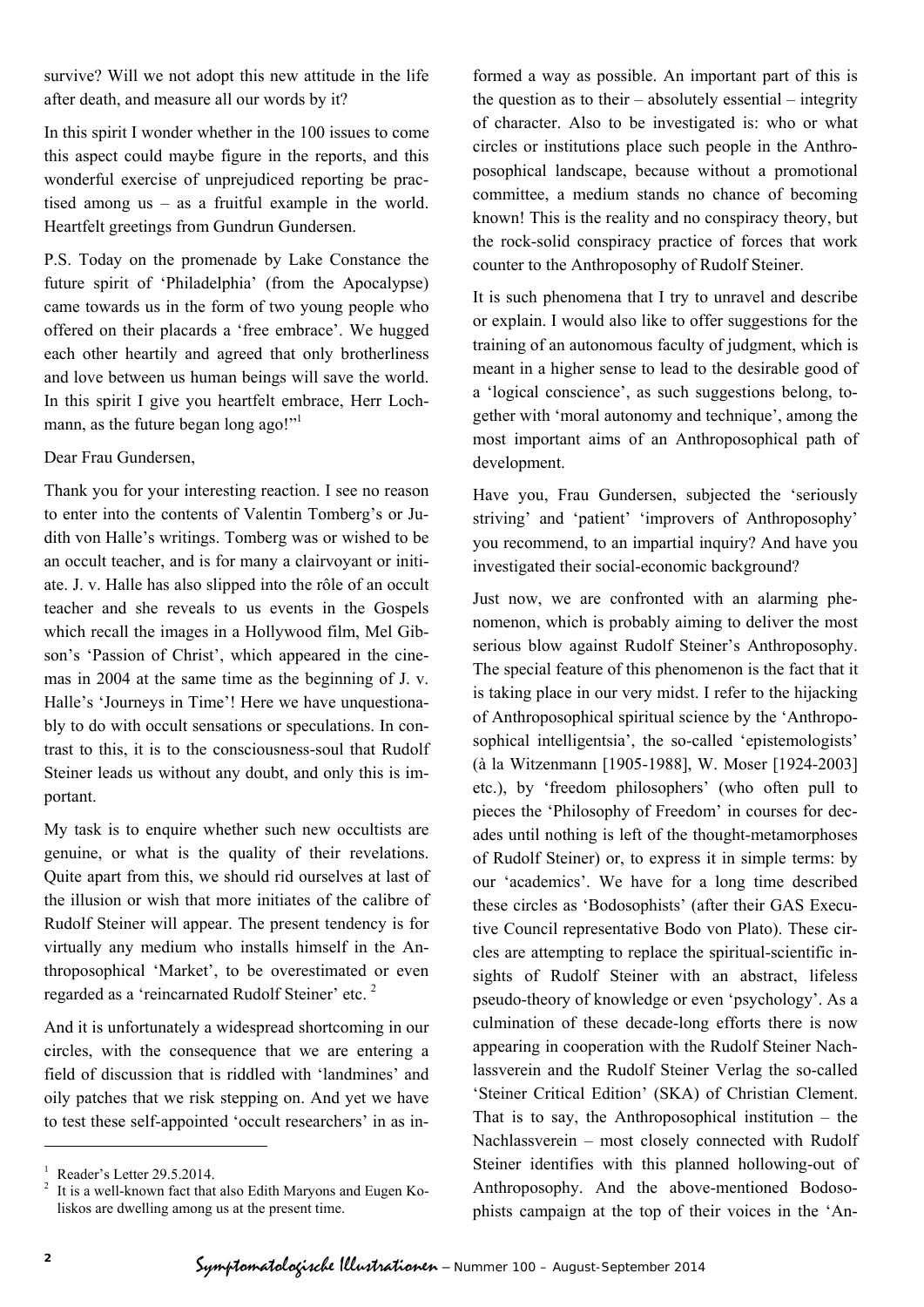survive? Will we not adopt this new attitude in the life after death, and measure all our words by it?

In this spirit I wonder whether in the 100 issues to come this aspect could maybe figure in the reports, and this wonderful exercise of unprejudiced reporting be practised among us – as a fruitful example in the world. Heartfelt greetings from Gundrun Gundersen.

P.S. Today on the promenade by Lake Constance the future spirit of 'Philadelphia' (from the Apocalypse) came towards us in the form of two young people who offered on their placards a 'free embrace'. We hugged each other heartily and agreed that only brotherliness and love between us human beings will save the world. In this spirit I give you heartfelt embrace, Herr Lochmann, as the future began long ago!"[1]

Dear Frau Gundersen,

Thank you for your interesting reaction. I see no reason to enter into the contents of Valentin Tomberg's or Judith von Halle's writings. Tomberg was or wished to be an occult teacher, and is for many a clairvoyant or initiate. J. v. Halle has also slipped into the rôle of an occult teacher and she reveals to us events in the Gospels which recall the images in a Hollywood film, Mel Gibson's 'Passion of Christ', which appeared in the cinemas in 2004 at the same time as the beginning of J. v. Halle's 'Journeys in Time'! Here we have unquestionably to do with occult sensations or speculations. In contrast to this, it is to the consciousness-soul that Rudolf Steiner leads us without any doubt, and only this is important.

My task is to enquire whether such new occultists are genuine, or what is the quality of their revelations. Quite apart from this, we should rid ourselves at last of the illusion or wish that more initiates of the calibre of Rudolf Steiner will appear. The present tendency is for virtually any medium who installs himself in the Anthroposophical 'Market', to be overestimated or even regarded as a 'reincarnated Rudolf Steiner' etc. [2]

And it is unfortunately a widespread shortcoming in our circles, with the consequence that we are entering a field of discussion that is riddled with 'landmines' and oily patches that we risk stepping on. And yet we have to test these self-appointed 'occult researchers' in as informed a way as possible. An important part of this is the question as to their – absolutely essential – integrity of character. Also to be investigated is: who or what circles or institutions place such people in the Anthroposophical landscape, because without a promotional committee, a medium stands no chance of becoming known! This is the reality and no conspiracy theory, but the rock-solid conspiracy practice of forces that work counter to the Anthroposophy of Rudolf Steiner.

It is such phenomena that I try to unravel and describe or explain. I would also like to offer suggestions for the training of an autonomous faculty of judgment, which is meant in a higher sense to lead to the desirable good of a 'logical conscience', as such suggestions belong, together with 'moral autonomy and technique', among the most important aims of an Anthroposophical path of development.

Have you, Frau Gundersen, subjected the 'seriously striving' and 'patient' 'improvers of Anthroposophy' you recommend, to an impartial inquiry? And have you investigated their social-economic background?

Just now, we are confronted with an alarming phenomenon, which is probably aiming to deliver the most serious blow against Rudolf Steiner's Anthroposophy. The special feature of this phenomenon is the fact that it is taking place in our very midst. I refer to the hijacking of Anthroposophical spiritual science by the 'Anthroposophical intelligentsia', the so-called 'epistemologists' (à la Witzenmann [1905-1988], W. Moser [1924-2003] etc.), by 'freedom philosophers' (who often pull to pieces the 'Philosophy of Freedom' in courses for decades until nothing is left of the thought-metamorphoses of Rudolf Steiner) or, to express it in simple terms: by our 'academics'. We have for a long time described these circles as 'Bodosophists' (after their GAS Executive Council representative Bodo von Plato). These circles are attempting to replace the spiritual-scientific insights of Rudolf Steiner with an abstract, lifeless pseudo-theory of knowledge or even 'psychology'. As a culmination of these decade-long efforts there is now appearing in cooperation with the Rudolf Steiner Nachlassverein and the Rudolf Steiner Verlag the so-called 'Steiner Critical Edition' (SKA) of Christian Clement. That is to say, the Anthroposophical institution – the Nachlassverein – most closely connected with Rudolf Steiner identifies with this planned hollowing-out of Anthroposophy. And the above-mentioned Bodosophists campaign at the top of their voices in the 'An-

---

[1] Reader's Letter 29.5.2014.

[2] It is a well-known fact that also Edith Maryons and Eugen Koliskos are dwelling among us at the present time.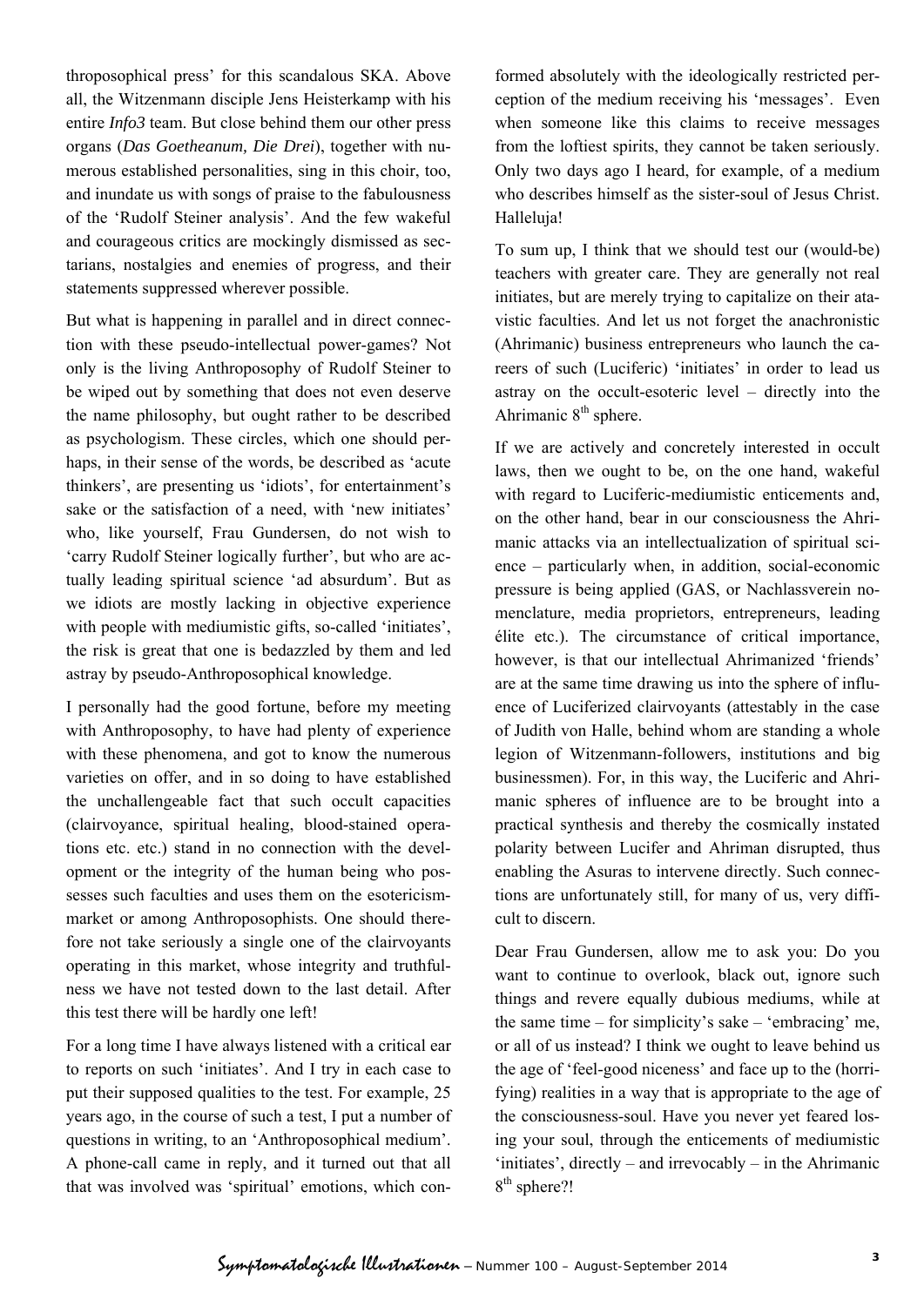throposophical press' for this scandalous SKA. Above all, the Witzenmann disciple Jens Heisterkamp with his entire *Info3* team. But close behind them our other press organs (*Das Goetheanum, Die Drei*), together with numerous established personalities, sing in this choir, too, and inundate us with songs of praise to the fabulousness of the 'Rudolf Steiner analysis'. And the few wakeful and courageous critics are mockingly dismissed as sectarians, nostalgies and enemies of progress, and their statements suppressed wherever possible.

But what is happening in parallel and in direct connection with these pseudo-intellectual power-games? Not only is the living Anthroposophy of Rudolf Steiner to be wiped out by something that does not even deserve the name philosophy, but ought rather to be described as psychologism. These circles, which one should perhaps, in their sense of the words, be described as 'acute thinkers', are presenting us 'idiots', for entertainment's sake or the satisfaction of a need, with 'new initiates' who, like yourself, Frau Gundersen, do not wish to 'carry Rudolf Steiner logically further', but who are actually leading spiritual science 'ad absurdum'. But as we idiots are mostly lacking in objective experience with people with mediumistic gifts, so-called 'initiates', the risk is great that one is bedazzled by them and led astray by pseudo-Anthroposophical knowledge.

I personally had the good fortune, before my meeting with Anthroposophy, to have had plenty of experience with these phenomena, and got to know the numerous varieties on offer, and in so doing to have established the unchallengeable fact that such occult capacities (clairvoyance, spiritual healing, blood-stained operations etc. etc.) stand in no connection with the development or the integrity of the human being who possesses such faculties and uses them on the esotericism-market or among Anthroposophists. One should therefore not take seriously a single one of the clairvoyants operating in this market, whose integrity and truthfulness we have not tested down to the last detail. After this test there will be hardly one left!

For a long time I have always listened with a critical ear to reports on such 'initiates'. And I try in each case to put their supposed qualities to the test. For example, 25 years ago, in the course of such a test, I put a number of questions in writing, to an 'Anthroposophical medium'. A phone-call came in reply, and it turned out that all that was involved was 'spiritual' emotions, which conformed absolutely with the ideologically restricted perception of the medium receiving his 'messages'. Even when someone like this claims to receive messages from the loftiest spirits, they cannot be taken seriously. Only two days ago I heard, for example, of a medium who describes himself as the sister-soul of Jesus Christ. Halleluja!

To sum up, I think that we should test our (would-be) teachers with greater care. They are generally not real initiates, but are merely trying to capitalize on their atavistic faculties. And let us not forget the anachronistic (Ahrimanic) business entrepreneurs who launch the careers of such (Luciferic) 'initiates' in order to lead us astray on the occult-esoteric level – directly into the Ahrimanic 8th sphere.

If we are actively and concretely interested in occult laws, then we ought to be, on the one hand, wakeful with regard to Luciferic-mediumistic enticements and, on the other hand, bear in our consciousness the Ahrimanic attacks via an intellectualization of spiritual science – particularly when, in addition, social-economic pressure is being applied (GAS, or Nachlassverein nomenclature, media proprietors, entrepreneurs, leading élite etc.). The circumstance of critical importance, however, is that our intellectual Ahrimanized 'friends' are at the same time drawing us into the sphere of influence of Luciferized clairvoyants (attestably in the case of Judith von Halle, behind whom are standing a whole legion of Witzenmann-followers, institutions and big businessmen). For, in this way, the Luciferic and Ahrimanic spheres of influence are to be brought into a practical synthesis and thereby the cosmically instated polarity between Lucifer and Ahriman disrupted, thus enabling the Asuras to intervene directly. Such connections are unfortunately still, for many of us, very difficult to discern.

Dear Frau Gundersen, allow me to ask you: Do you want to continue to overlook, black out, ignore such things and revere equally dubious mediums, while at the same time – for simplicity's sake – 'embracing' me, or all of us instead? I think we ought to leave behind us the age of 'feel-good niceness' and face up to the (horrifying) realities in a way that is appropriate to the age of the consciousness-soul. Have you never yet feared losing your soul, through the enticements of mediumistic 'initiates', directly – and irrevocably – in the Ahrimanic 8th sphere?!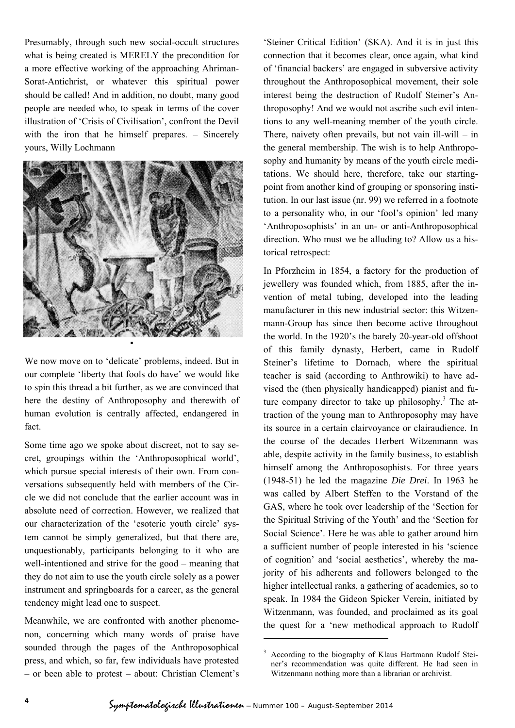Presumably, through such new social-occult structures what is being created is MERELY the precondition for a more effective working of the approaching Ahriman-Sorat-Antichrist, or whatever this spiritual power should be called! And in addition, no doubt, many good people are needed who, to speak in terms of the cover illustration of 'Crisis of Civilisation', confront the Devil with the iron that he himself prepares. – Sincerely yours, Willy Lochmann

▪

We now move on to 'delicate' problems, indeed. But in our complete 'liberty that fools do have' we would like to spin this thread a bit further, as we are convinced that here the destiny of Anthroposophy and therewith of human evolution is centrally affected, endangered in fact.

Some time ago we spoke about discreet, not to say secret, groupings within the 'Anthroposophical world', which pursue special interests of their own. From conversations subsequently held with members of the Circle we did not conclude that the earlier account was in absolute need of correction. However, we realized that our characterization of the 'esoteric youth circle' system cannot be simply generalized, but that there are, unquestionably, participants belonging to it who are well-intentioned and strive for the good – meaning that they do not aim to use the youth circle solely as a power instrument and springboards for a career, as the general tendency might lead one to suspect.

Meanwhile, we are confronted with another phenomenon, concerning which many words of praise have sounded through the pages of the Anthroposophical press, and which, so far, few individuals have protested – or been able to protest – about: Christian Clement's 'Steiner Critical Edition' (SKA). And it is in just this connection that it becomes clear, once again, what kind of 'financial backers' are engaged in subversive activity throughout the Anthroposophical movement, their sole interest being the destruction of Rudolf Steiner's Anthroposophy! And we would not ascribe such evil intentions to any well-meaning member of the youth circle. There, naivety often prevails, but not vain ill-will – in the general membership. The wish is to help Anthroposophy and humanity by means of the youth circle meditations. We should here, therefore, take our starting-point from another kind of grouping or sponsoring institution. In our last issue (nr. 99) we referred in a footnote to a personality who, in our 'fool's opinion' led many 'Anthroposophists' in an un- or anti-Anthroposophical direction. Who must we be alluding to? Allow us a historical retrospect:

In Pforzheim in 1854, a factory for the production of jewellery was founded which, from 1885, after the invention of metal tubing, developed into the leading manufacturer in this new industrial sector: this Witzenmann-Group has since then become active throughout the world. In the 1920's the barely 20-year-old offshoot of this family dynasty, Herbert, came in Rudolf Steiner's lifetime to Dornach, where the spiritual teacher is said (according to Anthrowiki) to have advised the (then physically handicapped) pianist and future company director to take up philosophy.[3] The attraction of the young man to Anthroposophy may have its source in a certain clairvoyance or clairaudience. In the course of the decades Herbert Witzenmann was able, despite activity in the family business, to establish himself among the Anthroposophists. For three years (1948-51) he led the magazine *Die Drei*. In 1963 he was called by Albert Steffen to the Vorstand of the GAS, where he took over leadership of the 'Section for the Spiritual Striving of the Youth' and the 'Section for Social Science'. Here he was able to gather around him a sufficient number of people interested in his 'science of cognition' and 'social aesthetics', whereby the majority of his adherents and followers belonged to the higher intellectual ranks, a gathering of academics, so to speak. In 1984 the Gideon Spicker Verein, initiated by Witzenmann, was founded, and proclaimed as its goal the quest for a 'new methodical approach to Rudolf

---

[3] According to the biography of Klaus Hartmann Rudolf Steiner's recommendation was quite different. He had seen in Witzenmann nothing more than a librarian or archivist.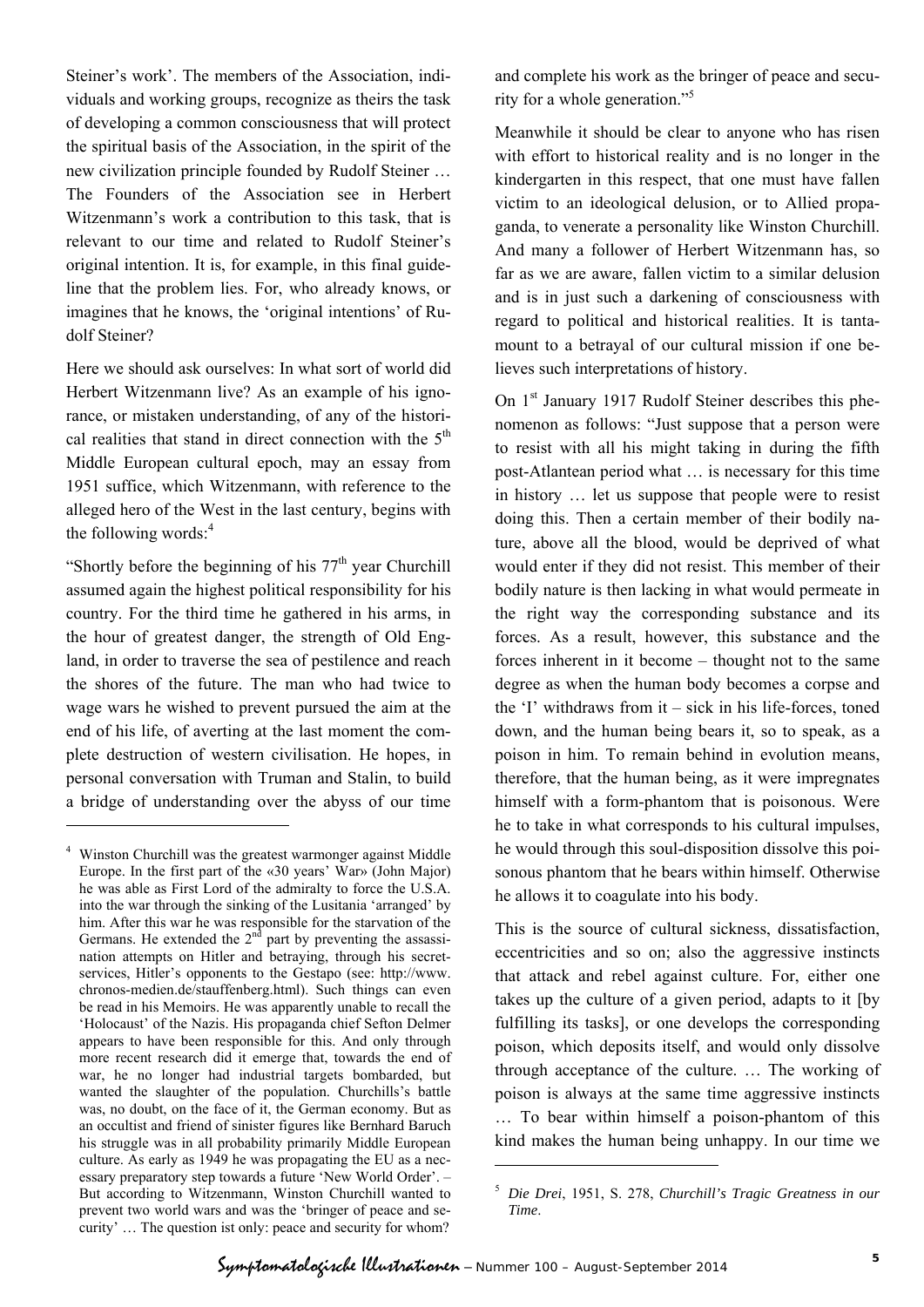Steiner's work'. The members of the Association, individuals and working groups, recognize as theirs the task of developing a common consciousness that will protect the spiritual basis of the Association, in the spirit of the new civilization principle founded by Rudolf Steiner … The Founders of the Association see in Herbert Witzenmann's work a contribution to this task, that is relevant to our time and related to Rudolf Steiner's original intention. It is, for example, in this final guideline that the problem lies. For, who already knows, or imagines that he knows, the 'original intentions' of Rudolf Steiner?

Here we should ask ourselves: In what sort of world did Herbert Witzenmann live? As an example of his ignorance, or mistaken understanding, of any of the historical realities that stand in direct connection with the 5th Middle European cultural epoch, may an essay from 1951 suffice, which Witzenmann, with reference to the alleged hero of the West in the last century, begins with the following words:[4]

"Shortly before the beginning of his 77th year Churchill assumed again the highest political responsibility for his country. For the third time he gathered in his arms, in the hour of greatest danger, the strength of Old England, in order to traverse the sea of pestilence and reach the shores of the future. The man who had twice to wage wars he wished to prevent pursued the aim at the end of his life, of averting at the last moment the complete destruction of western civilisation. He hopes, in personal conversation with Truman and Stalin, to build a bridge of understanding over the abyss of our time and complete his work as the bringer of peace and security for a whole generation."[5]

Meanwhile it should be clear to anyone who has risen with effort to historical reality and is no longer in the kindergarten in this respect, that one must have fallen victim to an ideological delusion, or to Allied propaganda, to venerate a personality like Winston Churchill. And many a follower of Herbert Witzenmann has, so far as we are aware, fallen victim to a similar delusion and is in just such a darkening of consciousness with regard to political and historical realities. It is tantamount to a betrayal of our cultural mission if one believes such interpretations of history.

On 1st January 1917 Rudolf Steiner describes this phenomenon as follows: "Just suppose that a person were to resist with all his might taking in during the fifth post-Atlantean period what … is necessary for this time in history … let us suppose that people were to resist doing this. Then a certain member of their bodily nature, above all the blood, would be deprived of what would enter if they did not resist. This member of their bodily nature is then lacking in what would permeate in the right way the corresponding substance and its forces. As a result, however, this substance and the forces inherent in it become – thought not to the same degree as when the human body becomes a corpse and the 'I' withdraws from it – sick in his life-forces, toned down, and the human being bears it, so to speak, as a poison in him. To remain behind in evolution means, therefore, that the human being, as it were impregnates himself with a form-phantom that is poisonous. Were he to take in what corresponds to his cultural impulses, he would through this soul-disposition dissolve this poisonous phantom that he bears within himself. Otherwise he allows it to coagulate into his body.

This is the source of cultural sickness, dissatisfaction, eccentricities and so on; also the aggressive instincts that attack and rebel against culture. For, either one takes up the culture of a given period, adapts to it [by fulfilling its tasks], or one develops the corresponding poison, which deposits itself, and would only dissolve through acceptance of the culture. … The working of poison is always at the same time aggressive instincts … To bear within himself a poison-phantom of this kind makes the human being unhappy. In our time we

---

[4] Winston Churchill was the greatest warmonger against Middle Europe. In the first part of the «30 years' War» (John Major) he was able as First Lord of the admiralty to force the U.S.A. into the war through the sinking of the Lusitania 'arranged' by him. After this war he was responsible for the starvation of the Germans. He extended the 2nd part by preventing the assassination attempts on Hitler and betraying, through his secret-services, Hitler's opponents to the Gestapo (see: http://www.chronos-medien.de/stauffenberg.html). Such things can even be read in his Memoirs. He was apparently unable to recall the 'Holocaust' of the Nazis. His propaganda chief Sefton Delmer appears to have been responsible for this. And only through more recent research did it emerge that, towards the end of war, he no longer had industrial targets bombarded, but wanted the slaughter of the population. Churchills's battle was, no doubt, on the face of it, the German economy. But as an occultist and friend of sinister figures like Bernhard Baruch his struggle was in all probability primarily Middle European culture. As early as 1949 he was propagating the EU as a necessary preparatory step towards a future 'New World Order'. – But according to Witzenmann, Winston Churchill wanted to prevent two world wars and was the 'bringer of peace and security' … The question ist only: peace and security for whom?

[5] *Die Drei*, 1951, S. 278, *Churchill's Tragic Greatness in our Time*.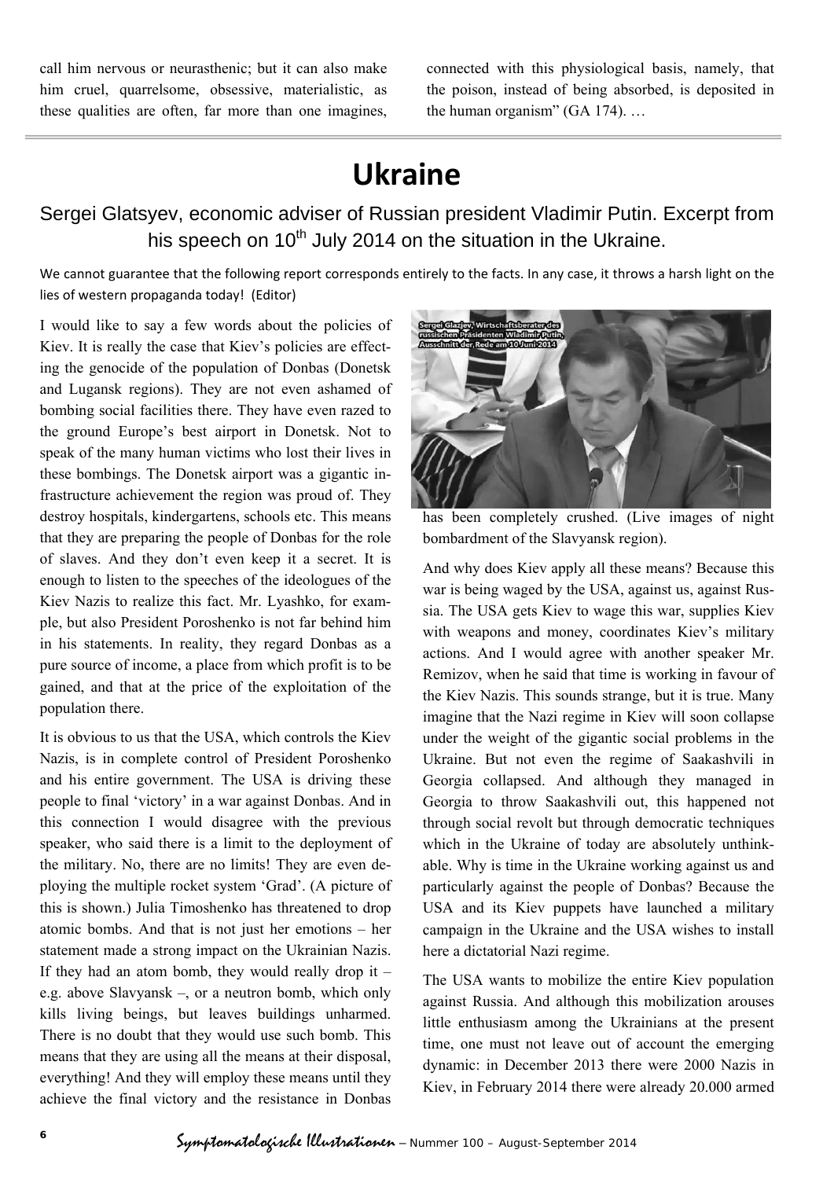call him nervous or neurasthenic; but it can also make him cruel, quarrelsome, obsessive, materialistic, as these qualities are often, far more than one imagines, connected with this physiological basis, namely, that the poison, instead of being absorbed, is deposited in the human organism" (GA 174). …

# Ukraine

## Sergei Glatsyev, economic adviser of Russian president Vladimir Putin. Excerpt from his speech on 10th July 2014 on the situation in the Ukraine.

We cannot guarantee that the following report corresponds entirely to the facts. In any case, it throws a harsh light on the lies of western propaganda today! (Editor)

I would like to say a few words about the policies of Kiev. It is really the case that Kiev's policies are effecting the genocide of the population of Donbas (Donetsk and Lugansk regions). They are not even ashamed of bombing social facilities there. They have even razed to the ground Europe's best airport in Donetsk. Not to speak of the many human victims who lost their lives in these bombings. The Donetsk airport was a gigantic infrastructure achievement the region was proud of. They destroy hospitals, kindergartens, schools etc. This means that they are preparing the people of Donbas for the role of slaves. And they don't even keep it a secret. It is enough to listen to the speeches of the ideologues of the Kiev Nazis to realize this fact. Mr. Lyashko, for example, but also President Poroshenko is not far behind him in his statements. In reality, they regard Donbas as a pure source of income, a place from which profit is to be gained, and that at the price of the exploitation of the population there.

It is obvious to us that the USA, which controls the Kiev Nazis, is in complete control of President Poroshenko and his entire government. The USA is driving these people to final 'victory' in a war against Donbas. And in this connection I would disagree with the previous speaker, who said there is a limit to the deployment of the military. No, there are no limits! They are even deploying the multiple rocket system 'Grad'. (A picture of this is shown.) Julia Timoshenko has threatened to drop atomic bombs. And that is not just her emotions – her statement made a strong impact on the Ukrainian Nazis. If they had an atom bomb, they would really drop it – e.g. above Slavyansk –, or a neutron bomb, which only kills living beings, but leaves buildings unharmed. There is no doubt that they would use such bomb. This means that they are using all the means at their disposal, everything! And they will employ these means until they achieve the final victory and the resistance in Donbas has been completely crushed. (Live images of night bombardment of the Slavyansk region).

And why does Kiev apply all these means? Because this war is being waged by the USA, against us, against Russia. The USA gets Kiev to wage this war, supplies Kiev with weapons and money, coordinates Kiev's military actions. And I would agree with another speaker Mr. Remizov, when he said that time is working in favour of the Kiev Nazis. This sounds strange, but it is true. Many imagine that the Nazi regime in Kiev will soon collapse under the weight of the gigantic social problems in the Ukraine. But not even the regime of Saakashvili in Georgia collapsed. And although they managed in Georgia to throw Saakashvili out, this happened not through social revolt but through democratic techniques which in the Ukraine of today are absolutely unthinkable. Why is time in the Ukraine working against us and particularly against the people of Donbas? Because the USA and its Kiev puppets have launched a military campaign in the Ukraine and the USA wishes to install here a dictatorial Nazi regime.

The USA wants to mobilize the entire Kiev population against Russia. And although this mobilization arouses little enthusiasm among the Ukrainians at the present time, one must not leave out of account the emerging dynamic: in December 2013 there were 2000 Nazis in Kiev, in February 2014 there were already 20.000 armed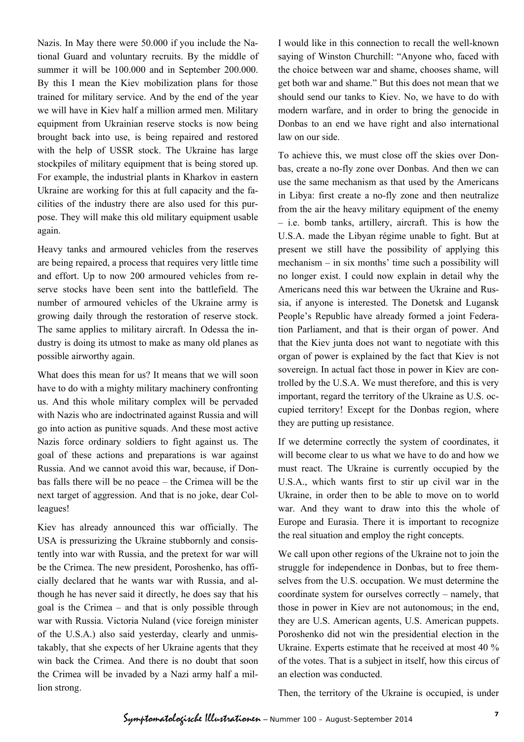Nazis. In May there were 50.000 if you include the National Guard and voluntary recruits. By the middle of summer it will be 100.000 and in September 200.000. By this I mean the Kiev mobilization plans for those trained for military service. And by the end of the year we will have in Kiev half a million armed men. Military equipment from Ukrainian reserve stocks is now being brought back into use, is being repaired and restored with the help of USSR stock. The Ukraine has large stockpiles of military equipment that is being stored up. For example, the industrial plants in Kharkov in eastern Ukraine are working for this at full capacity and the facilities of the industry there are also used for this purpose. They will make this old military equipment usable again.

Heavy tanks and armoured vehicles from the reserves are being repaired, a process that requires very little time and effort. Up to now 200 armoured vehicles from reserve stocks have been sent into the battlefield. The number of armoured vehicles of the Ukraine army is growing daily through the restoration of reserve stock. The same applies to military aircraft. In Odessa the industry is doing its utmost to make as many old planes as possible airworthy again.

What does this mean for us? It means that we will soon have to do with a mighty military machinery confronting us. And this whole military complex will be pervaded with Nazis who are indoctrinated against Russia and will go into action as punitive squads. And these most active Nazis force ordinary soldiers to fight against us. The goal of these actions and preparations is war against Russia. And we cannot avoid this war, because, if Donbas falls there will be no peace – the Crimea will be the next target of aggression. And that is no joke, dear Colleagues!

Kiev has already announced this war officially. The USA is pressurizing the Ukraine stubbornly and consistently into war with Russia, and the pretext for war will be the Crimea. The new president, Poroshenko, has officially declared that he wants war with Russia, and although he has never said it directly, he does say that his goal is the Crimea – and that is only possible through war with Russia. Victoria Nuland (vice foreign minister of the U.S.A.) also said yesterday, clearly and unmistakably, that she expects of her Ukraine agents that they win back the Crimea. And there is no doubt that soon the Crimea will be invaded by a Nazi army half a million strong.

I would like in this connection to recall the well-known saying of Winston Churchill: "Anyone who, faced with the choice between war and shame, chooses shame, will get both war and shame." But this does not mean that we should send our tanks to Kiev. No, we have to do with modern warfare, and in order to bring the genocide in Donbas to an end we have right and also international law on our side.

To achieve this, we must close off the skies over Donbas, create a no-fly zone over Donbas. And then we can use the same mechanism as that used by the Americans in Libya: first create a no-fly zone and then neutralize from the air the heavy military equipment of the enemy – i.e. bomb tanks, artillery, aircraft. This is how the U.S.A. made the Libyan régime unable to fight. But at present we still have the possibility of applying this mechanism – in six months' time such a possibility will no longer exist. I could now explain in detail why the Americans need this war between the Ukraine and Russia, if anyone is interested. The Donetsk and Lugansk People's Republic have already formed a joint Federation Parliament, and that is their organ of power. And that the Kiev junta does not want to negotiate with this organ of power is explained by the fact that Kiev is not sovereign. In actual fact those in power in Kiev are controlled by the U.S.A. We must therefore, and this is very important, regard the territory of the Ukraine as U.S. occupied territory! Except for the Donbas region, where they are putting up resistance.

If we determine correctly the system of coordinates, it will become clear to us what we have to do and how we must react. The Ukraine is currently occupied by the U.S.A., which wants first to stir up civil war in the Ukraine, in order then to be able to move on to world war. And they want to draw into this the whole of Europe and Eurasia. There it is important to recognize the real situation and employ the right concepts.

We call upon other regions of the Ukraine not to join the struggle for independence in Donbas, but to free themselves from the U.S. occupation. We must determine the coordinate system for ourselves correctly – namely, that those in power in Kiev are not autonomous; in the end, they are U.S. American agents, U.S. American puppets. Poroshenko did not win the presidential election in the Ukraine. Experts estimate that he received at most 40 % of the votes. That is a subject in itself, how this circus of an election was conducted.

Then, the territory of the Ukraine is occupied, is under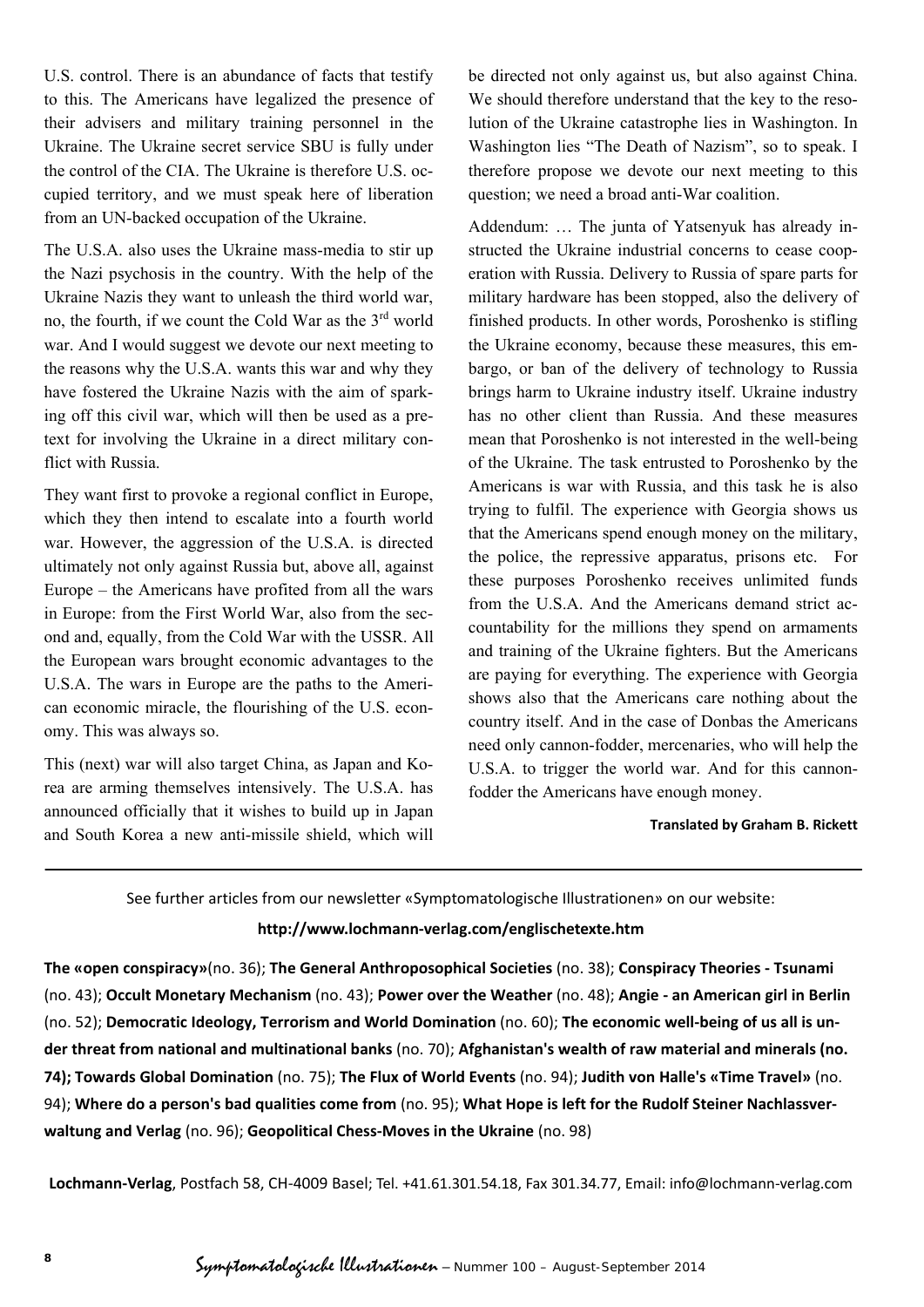U.S. control. There is an abundance of facts that testify to this. The Americans have legalized the presence of their advisers and military training personnel in the Ukraine. The Ukraine secret service SBU is fully under the control of the CIA. The Ukraine is therefore U.S. occupied territory, and we must speak here of liberation from an UN-backed occupation of the Ukraine.

The U.S.A. also uses the Ukraine mass-media to stir up the Nazi psychosis in the country. With the help of the Ukraine Nazis they want to unleash the third world war, no, the fourth, if we count the Cold War as the 3rd world war. And I would suggest we devote our next meeting to the reasons why the U.S.A. wants this war and why they have fostered the Ukraine Nazis with the aim of sparking off this civil war, which will then be used as a pretext for involving the Ukraine in a direct military conflict with Russia.

They want first to provoke a regional conflict in Europe, which they then intend to escalate into a fourth world war. However, the aggression of the U.S.A. is directed ultimately not only against Russia but, above all, against Europe – the Americans have profited from all the wars in Europe: from the First World War, also from the second and, equally, from the Cold War with the USSR. All the European wars brought economic advantages to the U.S.A. The wars in Europe are the paths to the American economic miracle, the flourishing of the U.S. economy. This was always so.

This (next) war will also target China, as Japan and Korea are arming themselves intensively. The U.S.A. has announced officially that it wishes to build up in Japan and South Korea a new anti-missile shield, which will be directed not only against us, but also against China. We should therefore understand that the key to the resolution of the Ukraine catastrophe lies in Washington. In Washington lies "The Death of Nazism", so to speak. I therefore propose we devote our next meeting to this question; we need a broad anti-War coalition.

Addendum: … The junta of Yatsenyuk has already instructed the Ukraine industrial concerns to cease cooperation with Russia. Delivery to Russia of spare parts for military hardware has been stopped, also the delivery of finished products. In other words, Poroshenko is stifling the Ukraine economy, because these measures, this embargo, or ban of the delivery of technology to Russia brings harm to Ukraine industry itself. Ukraine industry has no other client than Russia. And these measures mean that Poroshenko is not interested in the well-being of the Ukraine. The task entrusted to Poroshenko by the Americans is war with Russia, and this task he is also trying to fulfil. The experience with Georgia shows us that the Americans spend enough money on the military, the police, the repressive apparatus, prisons etc. For these purposes Poroshenko receives unlimited funds from the U.S.A. And the Americans demand strict accountability for the millions they spend on armaments and training of the Ukraine fighters. But the Americans are paying for everything. The experience with Georgia shows also that the Americans care nothing about the country itself. And in the case of Donbas the Americans need only cannon-fodder, mercenaries, who will help the U.S.A. to trigger the world war. And for this cannon-fodder the Americans have enough money.

**Translated by Graham B. Rickett**

---

See further articles from our newsletter «Symptomatologische Illustrationen» on our website:

**http://www.lochmann-verlag.com/englischetexte.htm**

**The «open conspiracy»**(no. 36); **The General Anthroposophical Societies** (no. 38); **Conspiracy Theories - Tsunami** (no. 43); **Occult Monetary Mechanism** (no. 43); **Power over the Weather** (no. 48); **Angie - an American girl in Berlin** (no. 52); **Democratic Ideology, Terrorism and World Domination** (no. 60); **The economic well-being of us all is under threat from national and multinational banks** (no. 70); **Afghanistan's wealth of raw material and minerals (no. 74); Towards Global Domination** (no. 75); **The Flux of World Events** (no. 94); **Judith von Halle's «Time Travel»** (no. 94); **Where do a person's bad qualities come from** (no. 95); **What Hope is left for the Rudolf Steiner Nachlassverwaltung and Verlag** (no. 96); **Geopolitical Chess-Moves in the Ukraine** (no. 98)

**Lochmann-Verlag**, Postfach 58, CH-4009 Basel; Tel. +41.61.301.54.18, Fax 301.34.77, Email: info@lochmann-verlag.com